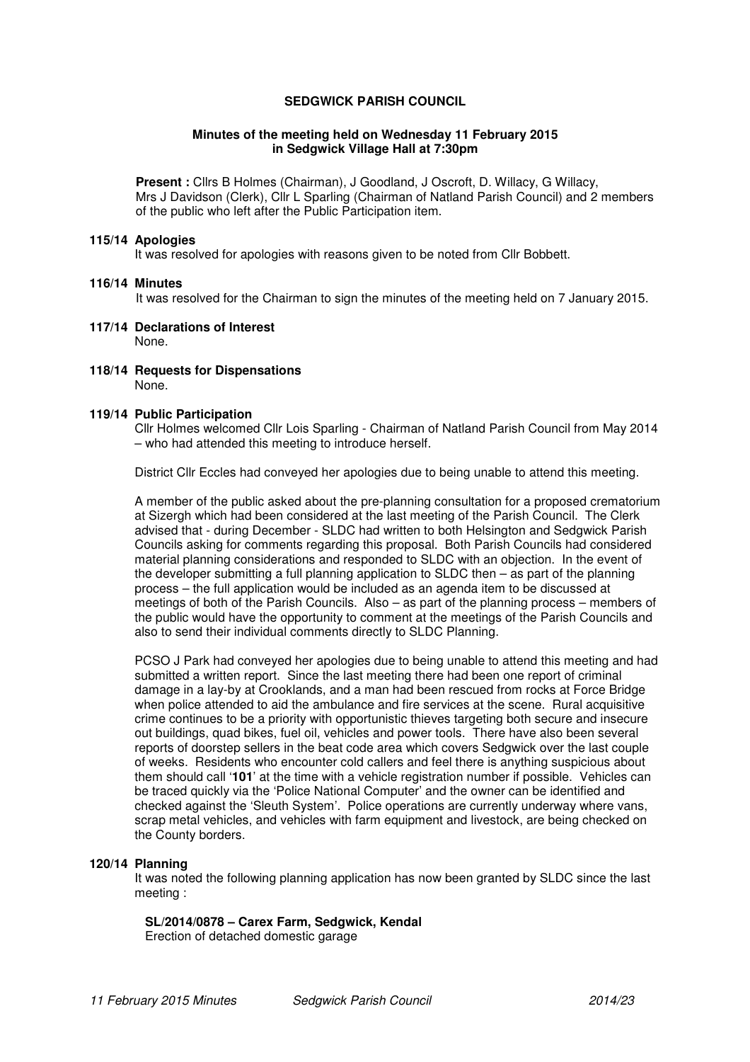# SEDGWICK PARISH COUNCIL

## Minutes of the meeting held on Wednesday 11 February 2015 in Sedgwick Village Hall at 7:30pm

**Present :** Cllrs B Holmes (Chairman), J Goodland, J Oscroft, D. Willacy, G Willacy, Mrs J Davidson (Clerk), Cllr L Sparling (Chairman of Natland Parish Council) and 2 members of the public who left after the Public Participation item.

### 115/14 Apologies

It was resolved for apologies with reasons given to be noted from Cllr Bobbett.

### 116/14 Minutes

It was resolved for the Chairman to sign the minutes of the meeting held on 7 January 2015.

### 117/14 Declarations of Interest

None.

### 118/14 Requests for Dispensations

None.

### 119/14 Public Participation

Cllr Holmes welcomed Cllr Lois Sparling - Chairman of Natland Parish Council from May 2014 – who had attended this meeting to introduce herself.

District Cllr Eccles had conveyed her apologies due to being unable to attend this meeting.

A member of the public asked about the pre-planning consultation for a proposed crematorium at Sizergh which had been considered at the last meeting of the Parish Council. The Clerk advised that - during December - SLDC had written to both Helsington and Sedgwick Parish Councils asking for comments regarding this proposal. Both Parish Councils had considered material planning considerations and responded to SLDC with an objection. In the event of the developer submitting a full planning application to SLDC then – as part of the planning process – the full application would be included as an agenda item to be discussed at meetings of both of the Parish Councils. Also – as part of the planning process – members of the public would have the opportunity to comment at the meetings of the Parish Councils and also to send their individual comments directly to SLDC Planning.

PCSO J Park had conveyed her apologies due to being unable to attend this meeting and had submitted a written report. Since the last meeting there had been one report of criminal damage in a lay-by at Crooklands, and a man had been rescued from rocks at Force Bridge when police attended to aid the ambulance and fire services at the scene. Rural acquisitive crime continues to be a priority with opportunistic thieves targeting both secure and insecure out buildings, quad bikes, fuel oil, vehicles and power tools. There have also been several reports of doorstep sellers in the beat code area which covers Sedgwick over the last couple of weeks. Residents who encounter cold callers and feel there is anything suspicious about them should call '**101**' at the time with a vehicle registration number if possible. Vehicles can be traced quickly via the 'Police National Computer' and the owner can be identified and checked against the 'Sleuth System'. Police operations are currently underway where vans, scrap metal vehicles, and vehicles with farm equipment and livestock, are being checked on the County borders.

### 120/14 Planning

It was noted the following planning application has now been granted by SLDC since the last meeting :

**SL/2014/0878 – Carex Farm, Sedgwick, Kendal**
Erection of detached domestic garage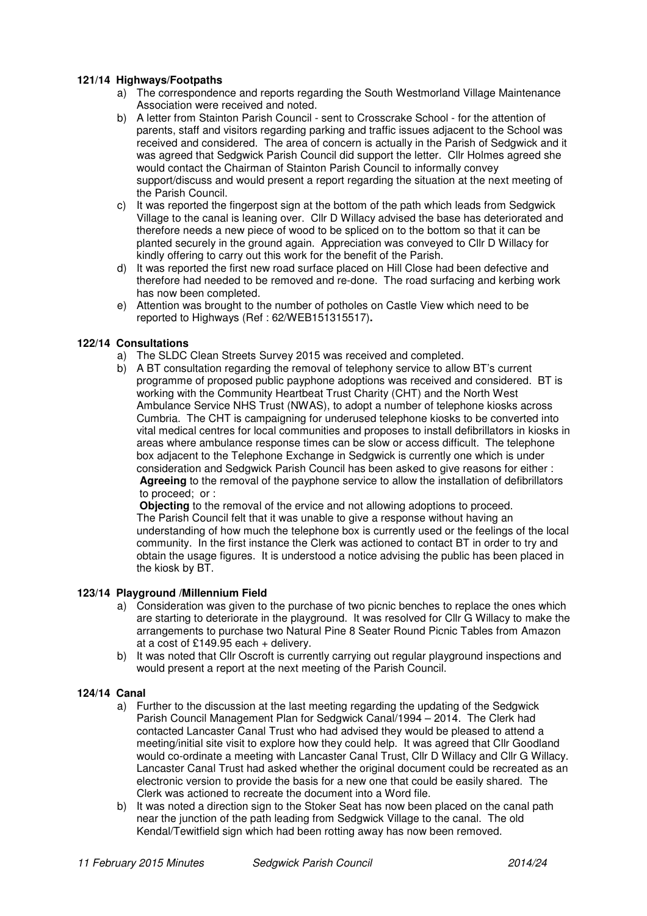### 121/14 Highways/Footpaths

a) The correspondence and reports regarding the South Westmorland Village Maintenance Association were received and noted.

b) A letter from Stainton Parish Council - sent to Crosscrake School - for the attention of parents, staff and visitors regarding parking and traffic issues adjacent to the School was received and considered. The area of concern is actually in the Parish of Sedgwick and it was agreed that Sedgwick Parish Council did support the letter. Cllr Holmes agreed she would contact the Chairman of Stainton Parish Council to informally convey support/discuss and would present a report regarding the situation at the next meeting of the Parish Council.

c) It was reported the fingerpost sign at the bottom of the path which leads from Sedgwick Village to the canal is leaning over. Cllr D Willacy advised the base has deteriorated and therefore needs a new piece of wood to be spliced on to the bottom so that it can be planted securely in the ground again. Appreciation was conveyed to Cllr D Willacy for kindly offering to carry out this work for the benefit of the Parish.

d) It was reported the first new road surface placed on Hill Close had been defective and therefore had needed to be removed and re-done. The road surfacing and kerbing work has now been completed.

e) Attention was brought to the number of potholes on Castle View which need to be reported to Highways (Ref : 62/WEB151315517).

### 122/14 Consultations

a) The SLDC Clean Streets Survey 2015 was received and completed.

b) A BT consultation regarding the removal of telephony service to allow BT's current programme of proposed public payphone adoptions was received and considered. BT is working with the Community Heartbeat Trust Charity (CHT) and the North West Ambulance Service NHS Trust (NWAS), to adopt a number of telephone kiosks across Cumbria. The CHT is campaigning for underused telephone kiosks to be converted into vital medical centres for local communities and proposes to install defibrillators in kiosks in areas where ambulance response times can be slow or access difficult. The telephone box adjacent to the Telephone Exchange in Sedgwick is currently one which is under consideration and Sedgwick Parish Council has been asked to give reasons for either :
**Agreeing** to the removal of the payphone service to allow the installation of defibrillators to proceed; or :
**Objecting** to the removal of the ervice and not allowing adoptions to proceed.
The Parish Council felt that it was unable to give a response without having an understanding of how much the telephone box is currently used or the feelings of the local community. In the first instance the Clerk was actioned to contact BT in order to try and obtain the usage figures. It is understood a notice advising the public has been placed in the kiosk by BT.

### 123/14 Playground /Millennium Field

a) Consideration was given to the purchase of two picnic benches to replace the ones which are starting to deteriorate in the playground. It was resolved for Cllr G Willacy to make the arrangements to purchase two Natural Pine 8 Seater Round Picnic Tables from Amazon at a cost of £149.95 each + delivery.

b) It was noted that Cllr Oscroft is currently carrying out regular playground inspections and would present a report at the next meeting of the Parish Council.

### 124/14 Canal

a) Further to the discussion at the last meeting regarding the updating of the Sedgwick Parish Council Management Plan for Sedgwick Canal/1994 – 2014. The Clerk had contacted Lancaster Canal Trust who had advised they would be pleased to attend a meeting/initial site visit to explore how they could help. It was agreed that Cllr Goodland would co-ordinate a meeting with Lancaster Canal Trust, Cllr D Willacy and Cllr G Willacy. Lancaster Canal Trust had asked whether the original document could be recreated as an electronic version to provide the basis for a new one that could be easily shared. The Clerk was actioned to recreate the document into a Word file.

b) It was noted a direction sign to the Stoker Seat has now been placed on the canal path near the junction of the path leading from Sedgwick Village to the canal. The old Kendal/Tewitfield sign which had been rotting away has now been removed.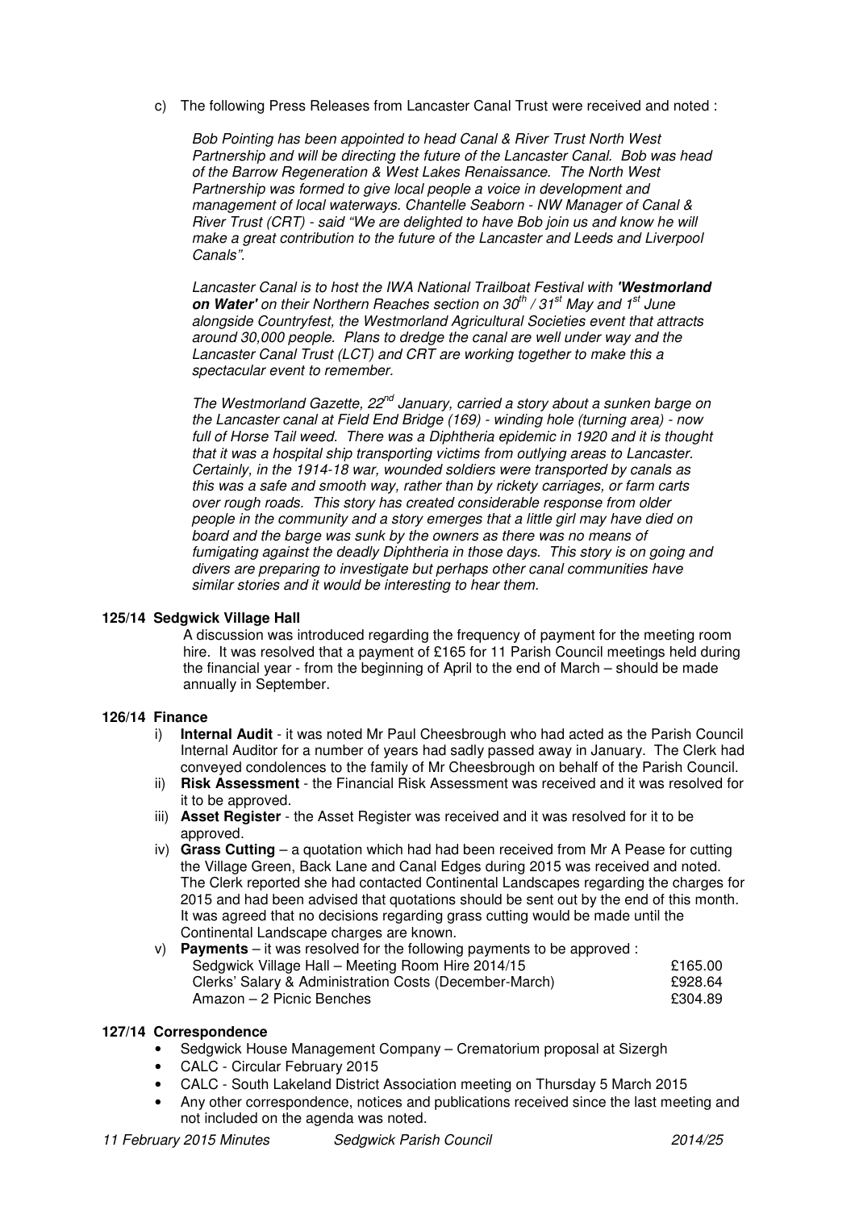c) The following Press Releases from Lancaster Canal Trust were received and noted :

*Bob Pointing has been appointed to head Canal & River Trust North West Partnership and will be directing the future of the Lancaster Canal. Bob was head of the Barrow Regeneration & West Lakes Renaissance. The North West Partnership was formed to give local people a voice in development and management of local waterways. Chantelle Seaborn - NW Manager of Canal & River Trust (CRT) - said "We are delighted to have Bob join us and know he will make a great contribution to the future of the Lancaster and Leeds and Liverpool Canals".*

*Lancaster Canal is to host the IWA National Trailboat Festival with **'Westmorland on Water'** on their Northern Reaches section on 30th / 31st May and 1st June alongside Countryfest, the Westmorland Agricultural Societies event that attracts around 30,000 people. Plans to dredge the canal are well under way and the Lancaster Canal Trust (LCT) and CRT are working together to make this a spectacular event to remember.*

*The Westmorland Gazette, 22nd January, carried a story about a sunken barge on the Lancaster canal at Field End Bridge (169) - winding hole (turning area) - now full of Horse Tail weed. There was a Diphtheria epidemic in 1920 and it is thought that it was a hospital ship transporting victims from outlying areas to Lancaster. Certainly, in the 1914-18 war, wounded soldiers were transported by canals as this was a safe and smooth way, rather than by rickety carriages, or farm carts over rough roads. This story has created considerable response from older people in the community and a story emerges that a little girl may have died on board and the barge was sunk by the owners as there was no means of fumigating against the deadly Diphtheria in those days. This story is on going and divers are preparing to investigate but perhaps other canal communities have similar stories and it would be interesting to hear them.*

**125/14 Sedgwick Village Hall**

A discussion was introduced regarding the frequency of payment for the meeting room hire. It was resolved that a payment of £165 for 11 Parish Council meetings held during the financial year - from the beginning of April to the end of March – should be made annually in September.

**126/14 Finance**

i) **Internal Audit** - it was noted Mr Paul Cheesbrough who had acted as the Parish Council Internal Auditor for a number of years had sadly passed away in January. The Clerk had conveyed condolences to the family of Mr Cheesbrough on behalf of the Parish Council.

ii) **Risk Assessment** - the Financial Risk Assessment was received and it was resolved for it to be approved.

iii) **Asset Register** - the Asset Register was received and it was resolved for it to be approved.

iv) **Grass Cutting** – a quotation which had had been received from Mr A Pease for cutting the Village Green, Back Lane and Canal Edges during 2015 was received and noted. The Clerk reported she had contacted Continental Landscapes regarding the charges for 2015 and had been advised that quotations should be sent out by the end of this month. It was agreed that no decisions regarding grass cutting would be made until the Continental Landscape charges are known.

v) **Payments** – it was resolved for the following payments to be approved :

| | |
|---|---|
| Sedgwick Village Hall – Meeting Room Hire 2014/15 | £165.00 |
| Clerks' Salary & Administration Costs (December-March) | £928.64 |
| Amazon – 2 Picnic Benches | £304.89 |

**127/14 Correspondence**

- Sedgwick House Management Company – Crematorium proposal at Sizergh
- CALC - Circular February 2015
- CALC - South Lakeland District Association meeting on Thursday 5 March 2015
- Any other correspondence, notices and publications received since the last meeting and not included on the agenda was noted.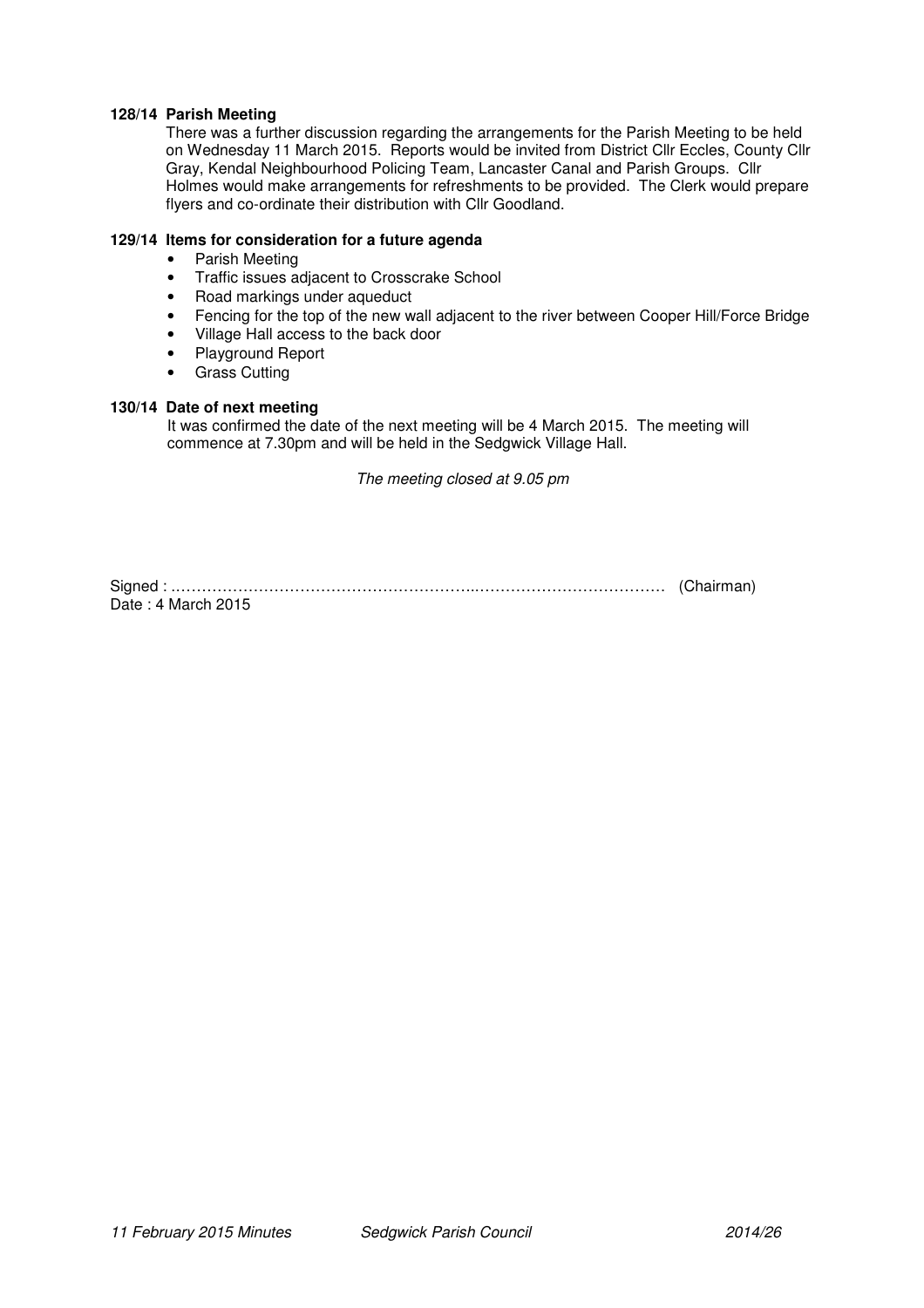**128/14 Parish Meeting**

There was a further discussion regarding the arrangements for the Parish Meeting to be held on Wednesday 11 March 2015. Reports would be invited from District Cllr Eccles, County Cllr Gray, Kendal Neighbourhood Policing Team, Lancaster Canal and Parish Groups. Cllr Holmes would make arrangements for refreshments to be provided. The Clerk would prepare flyers and co-ordinate their distribution with Cllr Goodland.

**129/14 Items for consideration for a future agenda**

- Parish Meeting
- Traffic issues adjacent to Crosscrake School
- Road markings under aqueduct
- Fencing for the top of the new wall adjacent to the river between Cooper Hill/Force Bridge
- Village Hall access to the back door
- Playground Report
- Grass Cutting

**130/14 Date of next meeting**

It was confirmed the date of the next meeting will be 4 March 2015. The meeting will commence at 7.30pm and will be held in the Sedgwick Village Hall.

*The meeting closed at 9.05 pm*

Signed : ……………………………………………………..……………………………… (Chairman)
Date : 4 March 2015